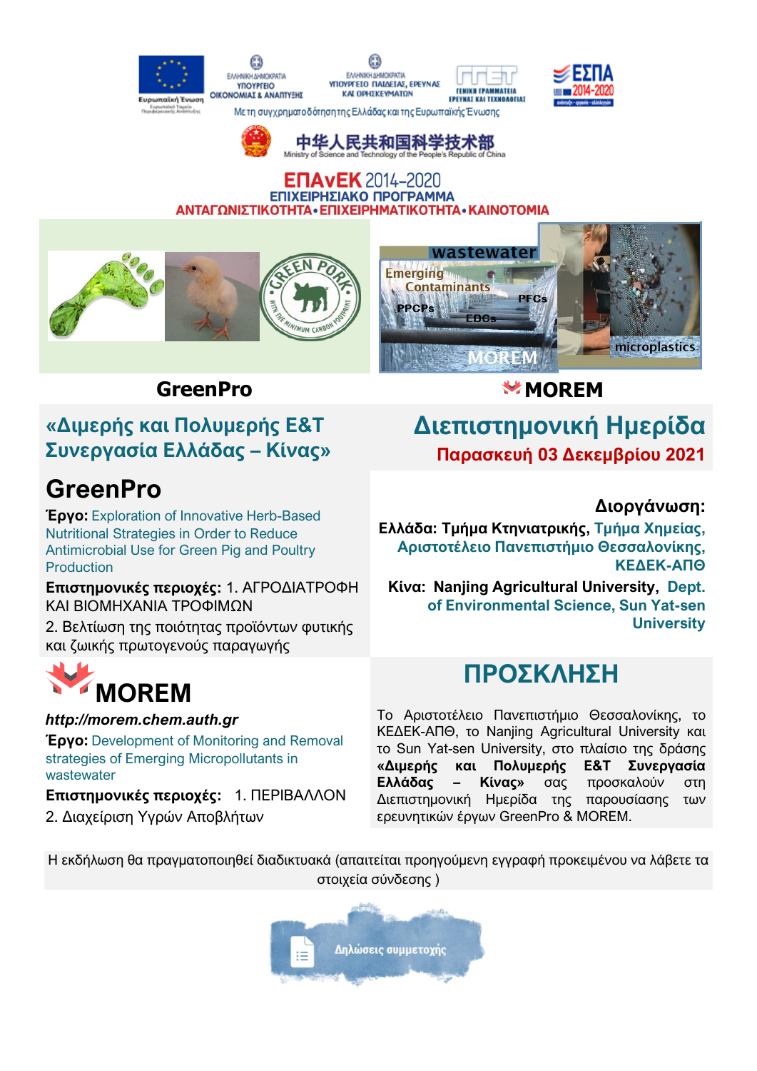Με τη συγχρηματοδότηση της Ελλάδας και της Ευρωπαϊκής Ένωσης

中华人民共和国科学技术部
Ministry of Science and Technology of the People's Republic of China

**ΕΠΑνΕΚ 2014-2020**
**ΕΠΙΧΕΙΡΗΣΙΑΚΟ ΠΡΟΓΡΑΜΜΑ**
**ΑΝΤΑΓΩΝΙΣΤΙΚΟΤΗΤΑ • ΕΠΙΧΕΙΡΗΜΑΤΙΚΟΤΗΤΑ • ΚΑΙΝΟΤΟΜΙΑ**

**GreenPro** **MOREM**

## «Διμερής και Πολυμερής Ε&Τ Συνεργασία Ελλάδας – Κίνας»

# Διεπιστημονική Ημερίδα

**Παρασκευή 03 Δεκεμβρίου 2021**

## GreenPro

**Έργο:** Exploration of Innovative Herb-Based Nutritional Strategies in Order to Reduce Antimicrobial Use for Green Pig and Poultry Production

**Επιστημονικές περιοχές:** 1. ΑΓΡΟΔΙΑΤΡΟΦΗ ΚΑΙ ΒΙΟΜΗΧΑΝΙΑ ΤΡΟΦΙΜΩΝ

2. Βελτίωση της ποιότητας προϊόντων φυτικής και ζωικής πρωτογενούς παραγωγής

## MOREM

***http://morem.chem.auth.gr***

**Έργο:** Development of Monitoring and Removal strategies of Emerging Micropollutants in wastewater

**Επιστημονικές περιοχές:** 1. ΠΕΡΙΒΑΛΛΟΝ

2. Διαχείριση Υγρών Αποβλήτων

**Διοργάνωση:**

**Ελλάδα: Τμήμα Κτηνιατρικής, Τμήμα Χημείας, Αριστοτέλειο Πανεπιστήμιο Θεσσαλονίκης, ΚΕΔΕΚ-ΑΠΘ**

**Κίνα: Nanjing Agricultural University, Dept. of Environmental Science, Sun Yat-sen University**

## ΠΡΟΣΚΛΗΣΗ

Το Αριστοτέλειο Πανεπιστήμιο Θεσσαλονίκης, το ΚΕΔΕΚ-ΑΠΘ, το Nanjing Agricultural University και το Sun Yat-sen University, στο πλαίσιο της δράσης **«Διμερής και Πολυμερής Ε&Τ Συνεργασία Ελλάδας – Κίνας»** σας προσκαλούν στη Διεπιστημονική Ημερίδα της παρουσίασης των ερευνητικών έργων GreenPro & MOREM.

Η εκδήλωση θα πραγματοποιηθεί διαδικτυακά (απαιτείται προηγούμενη εγγραφή προκειμένου να λάβετε τα στοιχεία σύνδεσης )

Δηλώσεις συμμετοχής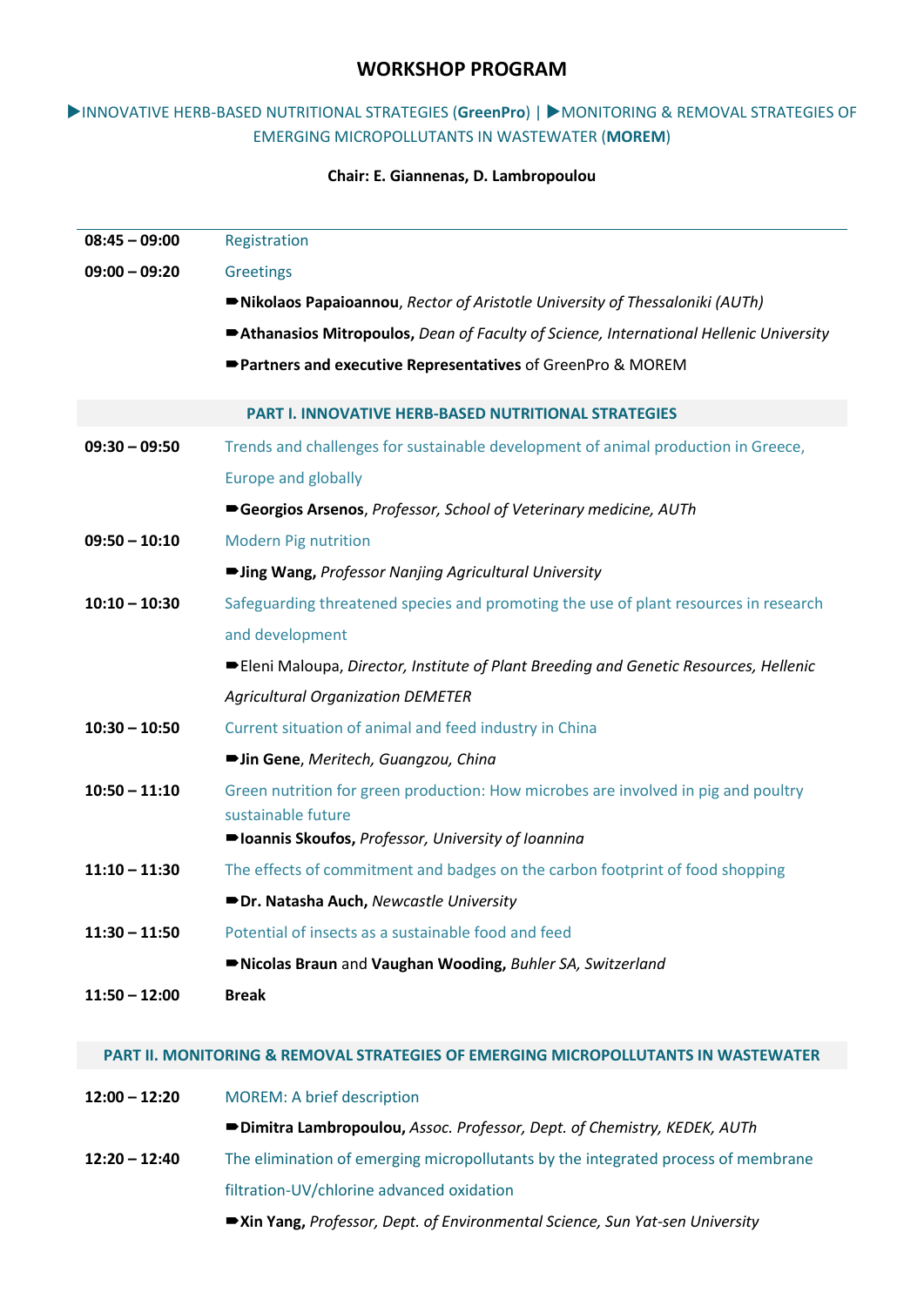# WORKSHOP PROGRAM

▶INNOVATIVE HERB-BASED NUTRITIONAL STRATEGIES (**GreenPro**) | ▶MONITORING & REMOVAL STRATEGIES OF EMERGING MICROPOLLUTANTS IN WASTEWATER (**MOREM**)

**Chair: E. Giannenas, D. Lambropoulou**

| | |
|---|---|
| **08:45 – 09:00** | Registration |
| **09:00 – 09:20** | Greetings |
| | ➨**Nikolaos Papaioannou**, *Rector of Aristotle University of Thessaloniki (AUTh)* |
| | ➨**Athanasios Mitropoulos,** *Dean of Faculty of Science, International Hellenic University* |
| | ➨**Partners and executive Representatives** of GreenPro & MOREM |

## PART I. INNOVATIVE HERB-BASED NUTRITIONAL STRATEGIES

| | |
|---|---|
| **09:30 – 09:50** | Trends and challenges for sustainable development of animal production in Greece, Europe and globally |
| | ➨**Georgios Arsenos**, *Professor, School of Veterinary medicine, AUTh* |
| **09:50 – 10:10** | Modern Pig nutrition |
| | ➨**Jing Wang,** *Professor Nanjing Agricultural University* |
| **10:10 – 10:30** | Safeguarding threatened species and promoting the use of plant resources in research and development |
| | ➨Eleni Maloupa, *Director, Institute of Plant Breeding and Genetic Resources, Hellenic Agricultural Organization DEMETER* |
| **10:30 – 10:50** | Current situation of animal and feed industry in China |
| | ➨**Jin Gene**, *Meritech, Guangzou, China* |
| **10:50 – 11:10** | Green nutrition for green production: How microbes are involved in pig and poultry sustainable future |
| | ➨**Ioannis Skoufos,** *Professor, University of Ioannina* |
| **11:10 – 11:30** | The effects of commitment and badges on the carbon footprint of food shopping |
| | ➨**Dr. Natasha Auch,** *Newcastle University* |
| **11:30 – 11:50** | Potential of insects as a sustainable food and feed |
| | ➨**Nicolas Braun** and **Vaughan Wooding,** *Buhler SA, Switzerland* |
| **11:50 – 12:00** | **Break** |

## PART II. MONITORING & REMOVAL STRATEGIES OF EMERGING MICROPOLLUTANTS IN WASTEWATER

| | |
|---|---|
| **12:00 – 12:20** | MOREM: A brief description |
| | ➨**Dimitra Lambropoulou,** *Assoc. Professor, Dept. of Chemistry, KEDEK, AUTh* |
| **12:20 – 12:40** | The elimination of emerging micropollutants by the integrated process of membrane filtration-UV/chlorine advanced oxidation |
| | ➨**Xin Yang,** *Professor, Dept. of Environmental Science, Sun Yat-sen University* |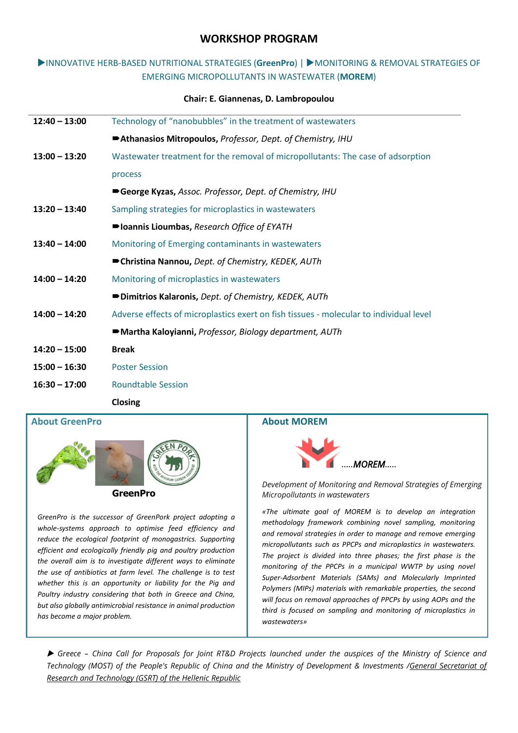# WORKSHOP PROGRAM

▶INNOVATIVE HERB-BASED NUTRITIONAL STRATEGIES (**GreenPro**) | ▶MONITORING & REMOVAL STRATEGIES OF EMERGING MICROPOLLUTANTS IN WASTEWATER (**MOREM**)

**Chair: E. Giannenas, D. Lambropoulou**

| | |
|---|---|
| **12:40 – 13:00** | Technology of "nanobubbles" in the treatment of wastewaters |
| | ➨**Athanasios Mitropoulos,** *Professor, Dept. of Chemistry, IHU* |
| **13:00 – 13:20** | Wastewater treatment for the removal of micropollutants: The case of adsorption process |
| | ➨**George Kyzas,** *Assoc. Professor, Dept. of Chemistry, IHU* |
| **13:20 – 13:40** | Sampling strategies for microplastics in wastewaters |
| | ➨**Ioannis Lioumbas,** *Research Office of EYATH* |
| **13:40 – 14:00** | Monitoring of Emerging contaminants in wastewaters |
| | ➨**Christina Nannou,** *Dept. of Chemistry, KEDEK, AUTh* |
| **14:00 – 14:20** | Monitoring of microplastics in wastewaters |
| | ➨**Dimitrios Kalaronis,** *Dept. of Chemistry, KEDEK, AUTh* |
| **14:00 – 14:20** | Adverse effects of microplastics exert on fish tissues - molecular to individual level |
| | ➨**Martha Kaloyianni,** *Professor, Biology department, AUTh* |
| **14:20 – 15:00** | **Break** |
| **15:00 – 16:30** | Poster Session |
| **16:30 – 17:00** | Roundtable Session |
| | **Closing** |

## About GreenPro

**GreenPro**

*GreenPro is the successor of GreenPork project adopting a whole-systems approach to optimise feed efficiency and reduce the ecological footprint of monogastrics. Supporting efficient and ecologically friendly pig and poultry production the overall aim is to investigate different ways to eliminate the use of antibiotics at farm level. The challenge is to test whether this is an opportunity or liability for the Pig and Poultry industry considering that both in Greece and China, but also globally antimicrobial resistance in animal production has become a major problem.*

## About MOREM

*.....MOREM.....*

*Development of Monitoring and Removal Strategies of Emerging Micropollutants in wastewaters*

*«The ultimate goal of MOREM is to develop an integration methodology framework combining novel sampling, monitoring and removal strategies in order to manage and remove emerging micropollutants such as PPCPs and microplastics in wastewaters. The project is divided into three phases; the first phase is the monitoring of the PPCPs in a municipal WWTP by using novel Super-Adsorbent Materials (SAMs) and Molecularly Imprinted Polymers (MIPs) materials with remarkable properties, the second will focus on removal approaches of PPCPs by using AOPs and the third is focused on sampling and monitoring of microplastics in wastewaters»*

▶ *Greece – China Call for Proposals for Joint RT&D Projects launched under the auspices of the Ministry of Science and Technology (MOST) of the People's Republic of China and the Ministry of Development & Investments /General Secretariat of Research and Technology (GSRT) of the Hellenic Republic*